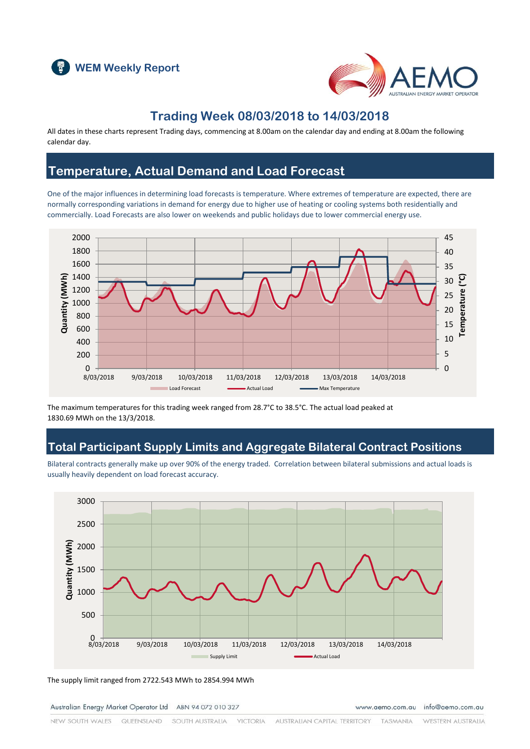WEM Weekly Report

# Trading Week 08/03/2018 to 14/03/2018

All dates in these charts represent Trading days, commencing at 8.00am on the calendar day and ending at 8.00am the following calendar day.

## Temperature, Actual Demand and Load Forecast

One of the major influences in determining load forecasts is temperature. Where extremes of temperature are expected, there are normally corresponding variations in demand for energy due to higher use of heating or cooling systems both residentially and commercially. Load Forecasts are also lower on weekends and public holidays due to lower commercial energy use.

The maximum temperatures for this trading week ranged from 28.7°C to 38.5°C. The actual load peaked at 1830.69 MWh on the 13/3/2018.

## Total Participant Supply Limits and Aggregate Bilateral Contract Positions

Bilateral contracts generally make up over 90% of the energy traded. Correlation between bilateral submissions and actual loads is usually heavily dependent on load forecast accuracy.

The supply limit ranged from 2722.543 MWh to 2854.994 MWh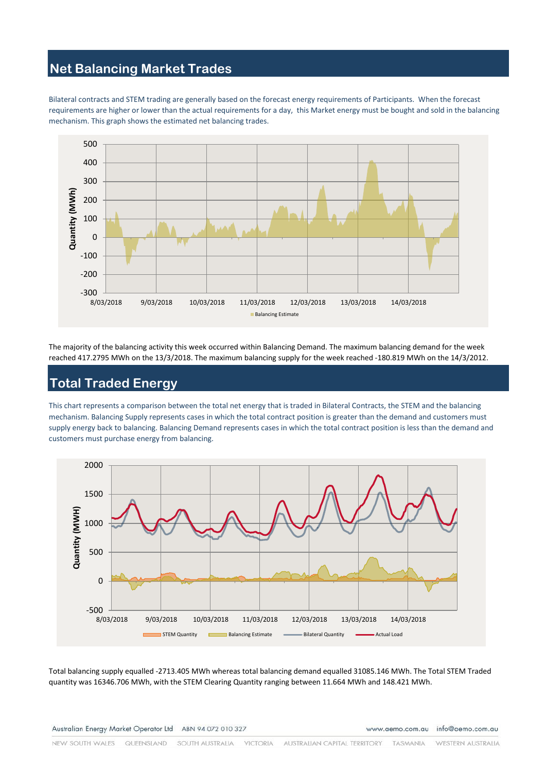## Net Balancing Market Trades

Bilateral contracts and STEM trading are generally based on the forecast energy requirements of Participants. When the forecast requirements are higher or lower than the actual requirements for a day, this Market energy must be bought and sold in the balancing mechanism. This graph shows the estimated net balancing trades.

The majority of the balancing activity this week occurred within Balancing Demand. The maximum balancing demand for the week reached 417.2795 MWh on the 13/3/2018. The maximum balancing supply for the week reached -180.819 MWh on the 14/3/2012.

## Total Traded Energy

This chart represents a comparison between the total net energy that is traded in Bilateral Contracts, the STEM and the balancing mechanism. Balancing Supply represents cases in which the total contract position is greater than the demand and customers must supply energy back to balancing. Balancing Demand represents cases in which the total contract position is less than the demand and customers must purchase energy from balancing.

Total balancing supply equalled -2713.405 MWh whereas total balancing demand equalled 31085.146 MWh. The Total STEM Traded quantity was 16346.706 MWh, with the STEM Clearing Quantity ranging between 11.664 MWh and 148.421 MWh.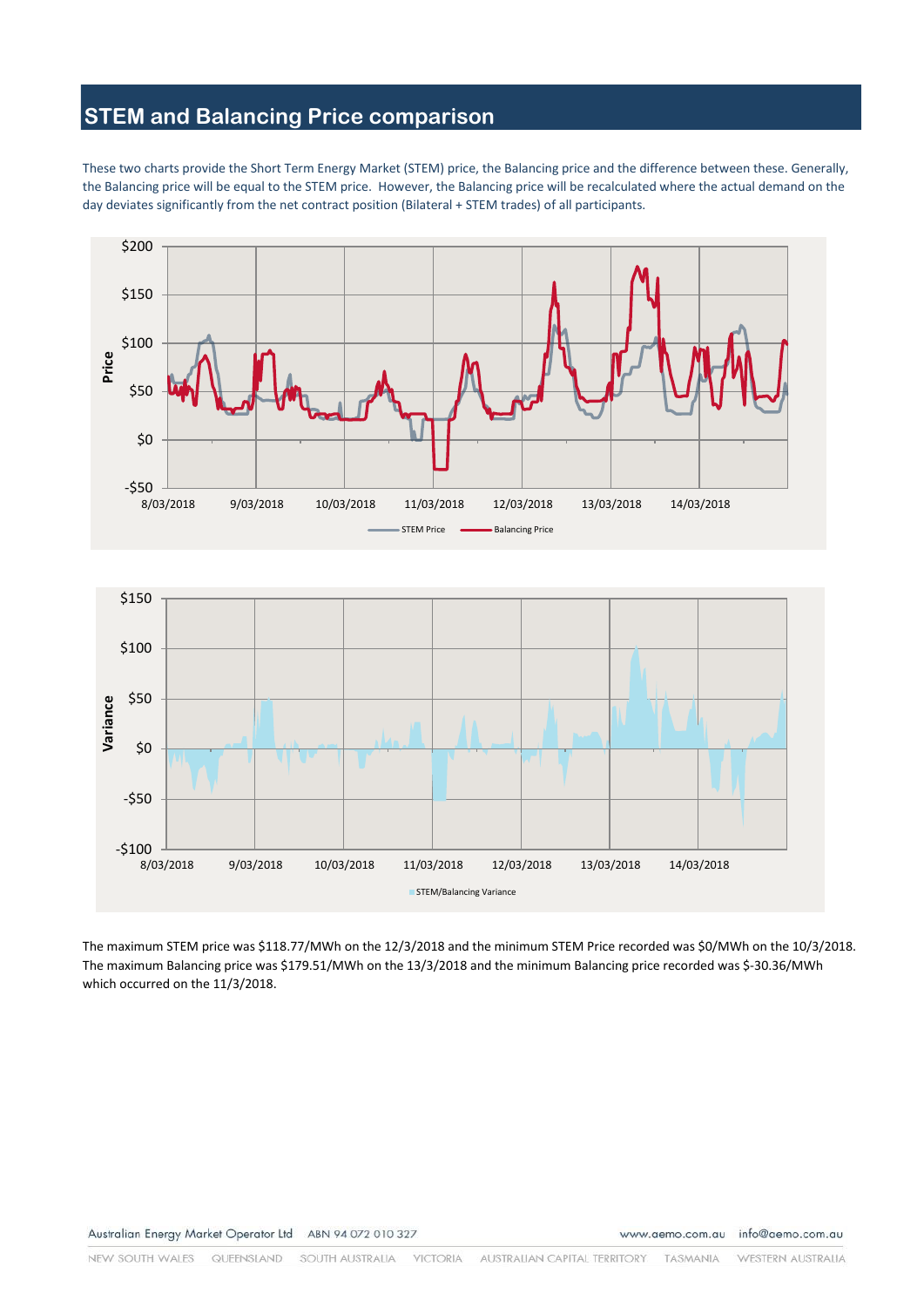## STEM and Balancing Price comparison

These two charts provide the Short Term Energy Market (STEM) price, the Balancing price and the difference between these. Generally, the Balancing price will be equal to the STEM price. However, the Balancing price will be recalculated where the actual demand on the day deviates significantly from the net contract position (Bilateral + STEM trades) of all participants.

Price

$200
$150
$100
$50
$0
-$50

8/03/2018
9/03/2018
10/03/2018
11/03/2018
12/03/2018
13/03/2018
14/03/2018

STEM Price
Balancing Price

Variance

$150
$100
$50
$0
-$50
-$100

8/03/2018
9/03/2018
10/03/2018
11/03/2018
12/03/2018
13/03/2018
14/03/2018

STEM/Balancing Variance

The maximum STEM price was $118.77/MWh on the 12/3/2018 and the minimum STEM Price recorded was $0/MWh on the 10/3/2018. The maximum Balancing price was $179.51/MWh on the 13/3/2018 and the minimum Balancing price recorded was $-30.36/MWh which occurred on the 11/3/2018.